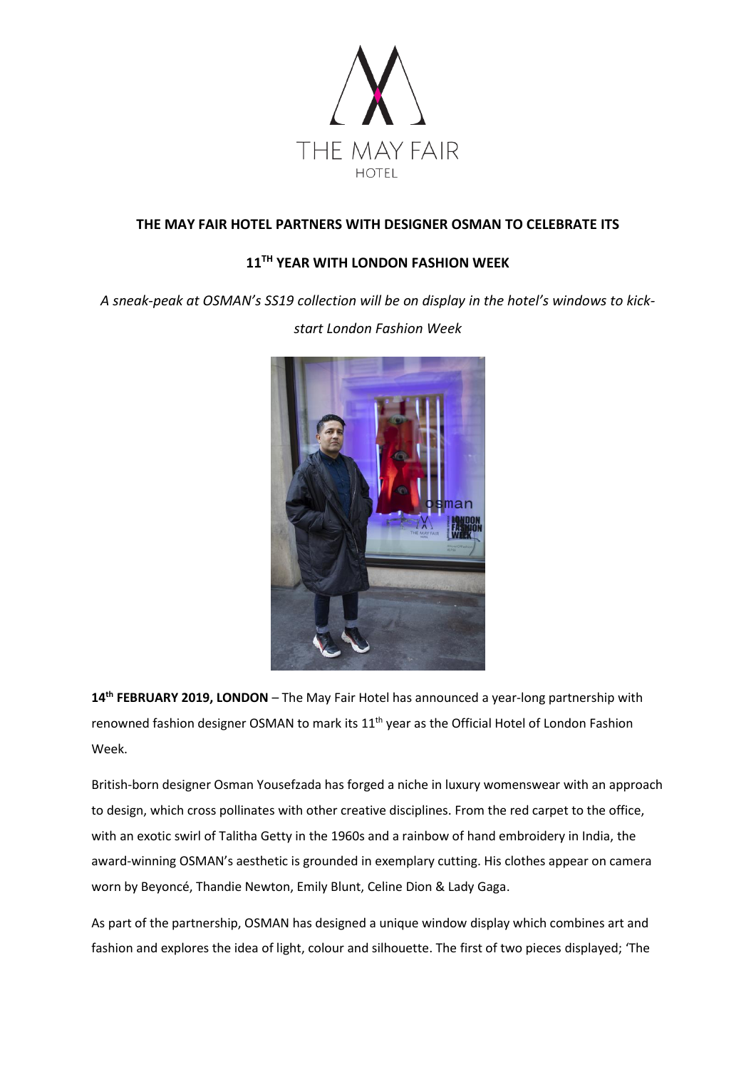THE MAY FAIR HOTEL

**THE MAY FAIR HOTEL PARTNERS WITH DESIGNER OSMAN TO CELEBRATE ITS 11TH YEAR WITH LONDON FASHION WEEK**

*A sneak-peak at OSMAN's SS19 collection will be on display in the hotel's windows to kick-start London Fashion Week*

**14th FEBRUARY 2019, LONDON** – The May Fair Hotel has announced a year-long partnership with renowned fashion designer OSMAN to mark its 11th year as the Official Hotel of London Fashion Week.

British-born designer Osman Yousefzada has forged a niche in luxury womenswear with an approach to design, which cross pollinates with other creative disciplines. From the red carpet to the office, with an exotic swirl of Talitha Getty in the 1960s and a rainbow of hand embroidery in India, the award-winning OSMAN's aesthetic is grounded in exemplary cutting. His clothes appear on camera worn by Beyoncé, Thandie Newton, Emily Blunt, Celine Dion & Lady Gaga.

As part of the partnership, OSMAN has designed a unique window display which combines art and fashion and explores the idea of light, colour and silhouette. The first of two pieces displayed; 'The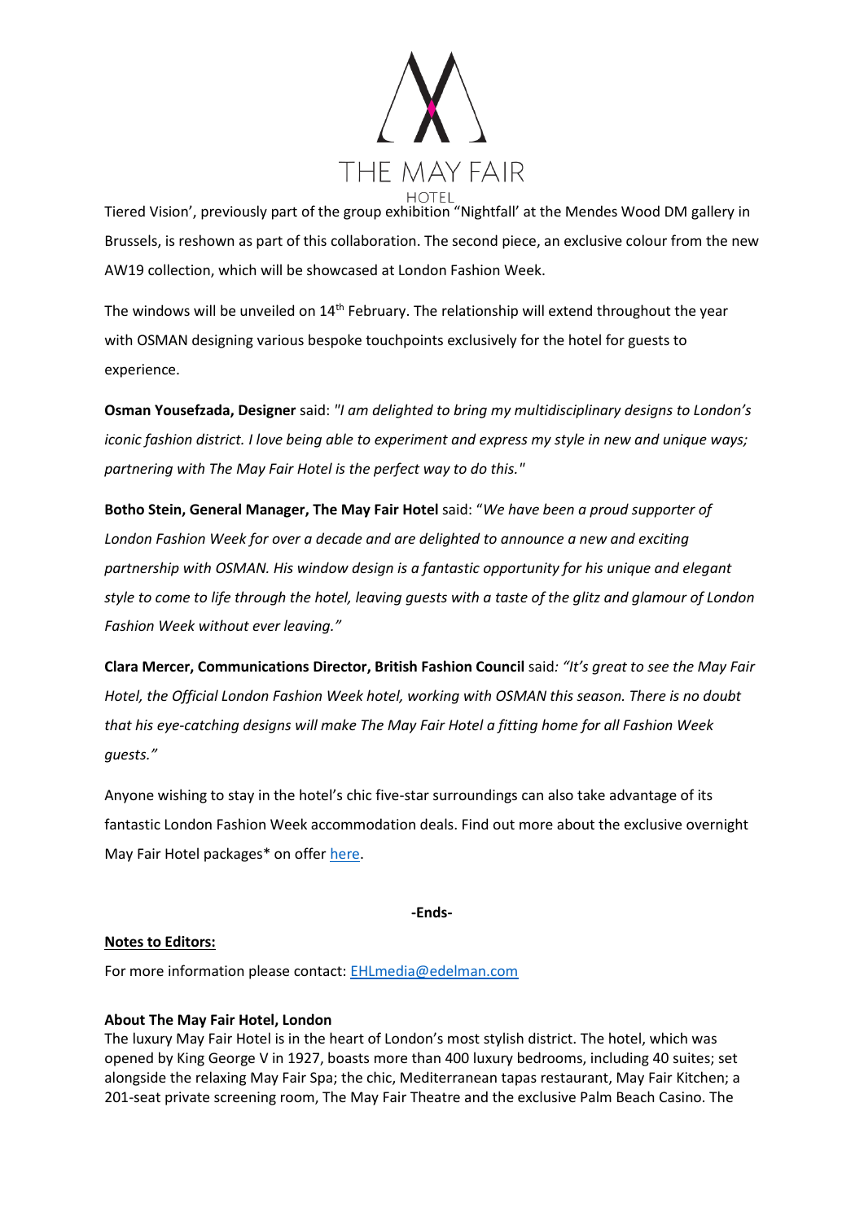Tiered Vision', previously part of the group exhibition "Nightfall' at the Mendes Wood DM gallery in Brussels, is reshown as part of this collaboration. The second piece, an exclusive colour from the new AW19 collection, which will be showcased at London Fashion Week.

The windows will be unveiled on 14th February. The relationship will extend throughout the year with OSMAN designing various bespoke touchpoints exclusively for the hotel for guests to experience.

**Osman Yousefzada, Designer** said: *"I am delighted to bring my multidisciplinary designs to London's iconic fashion district. I love being able to experiment and express my style in new and unique ways; partnering with The May Fair Hotel is the perfect way to do this."*

**Botho Stein, General Manager, The May Fair Hotel** said: "*We have been a proud supporter of London Fashion Week for over a decade and are delighted to announce a new and exciting partnership with OSMAN. His window design is a fantastic opportunity for his unique and elegant style to come to life through the hotel, leaving guests with a taste of the glitz and glamour of London Fashion Week without ever leaving."*

**Clara Mercer, Communications Director, British Fashion Council** said*: "It's great to see the May Fair Hotel, the Official London Fashion Week hotel, working with OSMAN this season. There is no doubt that his eye-catching designs will make The May Fair Hotel a fitting home for all Fashion Week guests."*

Anyone wishing to stay in the hotel's chic five-star surroundings can also take advantage of its fantastic London Fashion Week accommodation deals. Find out more about the exclusive overnight May Fair Hotel packages* on offer here.

**-Ends-**

**Notes to Editors:**

For more information please contact: EHLmedia@edelman.com

**About The May Fair Hotel, London**

The luxury May Fair Hotel is in the heart of London's most stylish district. The hotel, which was opened by King George V in 1927, boasts more than 400 luxury bedrooms, including 40 suites; set alongside the relaxing May Fair Spa; the chic, Mediterranean tapas restaurant, May Fair Kitchen; a 201-seat private screening room, The May Fair Theatre and the exclusive Palm Beach Casino. The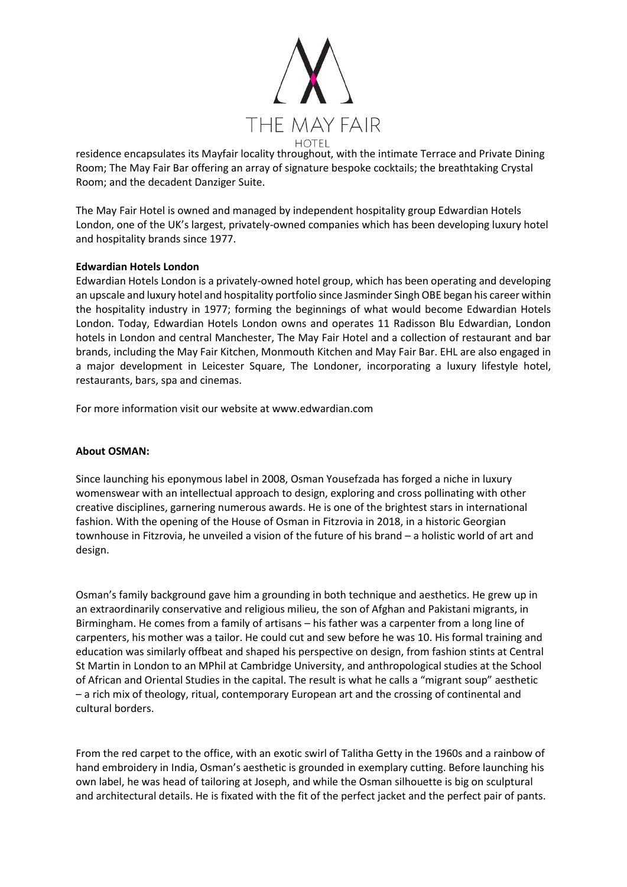residence encapsulates its Mayfair locality throughout, with the intimate Terrace and Private Dining Room; The May Fair Bar offering an array of signature bespoke cocktails; the breathtaking Crystal Room; and the decadent Danziger Suite.

The May Fair Hotel is owned and managed by independent hospitality group Edwardian Hotels London, one of the UK's largest, privately-owned companies which has been developing luxury hotel and hospitality brands since 1977.

**Edwardian Hotels London**
Edwardian Hotels London is a privately-owned hotel group, which has been operating and developing an upscale and luxury hotel and hospitality portfolio since Jasminder Singh OBE began his career within the hospitality industry in 1977; forming the beginnings of what would become Edwardian Hotels London. Today, Edwardian Hotels London owns and operates 11 Radisson Blu Edwardian, London hotels in London and central Manchester, The May Fair Hotel and a collection of restaurant and bar brands, including the May Fair Kitchen, Monmouth Kitchen and May Fair Bar. EHL are also engaged in a major development in Leicester Square, The Londoner, incorporating a luxury lifestyle hotel, restaurants, bars, spa and cinemas.

For more information visit our website at www.edwardian.com

**About OSMAN:**

Since launching his eponymous label in 2008, Osman Yousefzada has forged a niche in luxury womenswear with an intellectual approach to design, exploring and cross pollinating with other creative disciplines, garnering numerous awards. He is one of the brightest stars in international fashion. With the opening of the House of Osman in Fitzrovia in 2018, in a historic Georgian townhouse in Fitzrovia, he unveiled a vision of the future of his brand – a holistic world of art and design.

Osman's family background gave him a grounding in both technique and aesthetics. He grew up in an extraordinarily conservative and religious milieu, the son of Afghan and Pakistani migrants, in Birmingham. He comes from a family of artisans – his father was a carpenter from a long line of carpenters, his mother was a tailor. He could cut and sew before he was 10. His formal training and education was similarly offbeat and shaped his perspective on design, from fashion stints at Central St Martin in London to an MPhil at Cambridge University, and anthropological studies at the School of African and Oriental Studies in the capital. The result is what he calls a "migrant soup" aesthetic – a rich mix of theology, ritual, contemporary European art and the crossing of continental and cultural borders.

From the red carpet to the office, with an exotic swirl of Talitha Getty in the 1960s and a rainbow of hand embroidery in India, Osman's aesthetic is grounded in exemplary cutting. Before launching his own label, he was head of tailoring at Joseph, and while the Osman silhouette is big on sculptural and architectural details. He is fixated with the fit of the perfect jacket and the perfect pair of pants.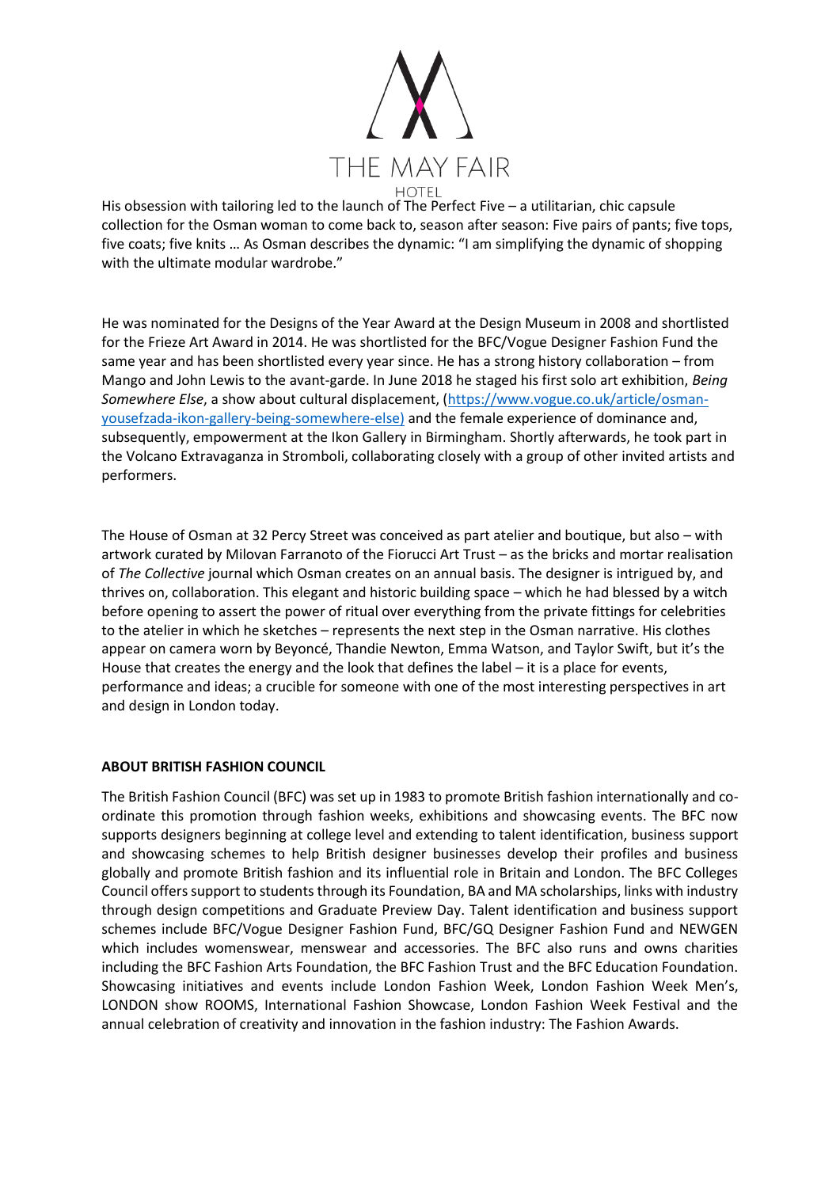His obsession with tailoring led to the launch of The Perfect Five – a utilitarian, chic capsule collection for the Osman woman to come back to, season after season: Five pairs of pants; five tops, five coats; five knits … As Osman describes the dynamic: "I am simplifying the dynamic of shopping with the ultimate modular wardrobe."

He was nominated for the Designs of the Year Award at the Design Museum in 2008 and shortlisted for the Frieze Art Award in 2014. He was shortlisted for the BFC/Vogue Designer Fashion Fund the same year and has been shortlisted every year since. He has a strong history collaboration – from Mango and John Lewis to the avant-garde. In June 2018 he staged his first solo art exhibition, *Being Somewhere Else*, a show about cultural displacement, (https://www.vogue.co.uk/article/osman-yousefzada-ikon-gallery-being-somewhere-else) and the female experience of dominance and, subsequently, empowerment at the Ikon Gallery in Birmingham. Shortly afterwards, he took part in the Volcano Extravaganza in Stromboli, collaborating closely with a group of other invited artists and performers.

The House of Osman at 32 Percy Street was conceived as part atelier and boutique, but also – with artwork curated by Milovan Farranoto of the Fiorucci Art Trust – as the bricks and mortar realisation of *The Collective* journal which Osman creates on an annual basis. The designer is intrigued by, and thrives on, collaboration. This elegant and historic building space – which he had blessed by a witch before opening to assert the power of ritual over everything from the private fittings for celebrities to the atelier in which he sketches – represents the next step in the Osman narrative. His clothes appear on camera worn by Beyoncé, Thandie Newton, Emma Watson, and Taylor Swift, but it's the House that creates the energy and the look that defines the label – it is a place for events, performance and ideas; a crucible for someone with one of the most interesting perspectives in art and design in London today.

**ABOUT BRITISH FASHION COUNCIL**

The British Fashion Council (BFC) was set up in 1983 to promote British fashion internationally and co-ordinate this promotion through fashion weeks, exhibitions and showcasing events. The BFC now supports designers beginning at college level and extending to talent identification, business support and showcasing schemes to help British designer businesses develop their profiles and business globally and promote British fashion and its influential role in Britain and London. The BFC Colleges Council offers support to students through its Foundation, BA and MA scholarships, links with industry through design competitions and Graduate Preview Day. Talent identification and business support schemes include BFC/Vogue Designer Fashion Fund, BFC/GQ Designer Fashion Fund and NEWGEN which includes womenswear, menswear and accessories. The BFC also runs and owns charities including the BFC Fashion Arts Foundation, the BFC Fashion Trust and the BFC Education Foundation. Showcasing initiatives and events include London Fashion Week, London Fashion Week Men's, LONDON show ROOMS, International Fashion Showcase, London Fashion Week Festival and the annual celebration of creativity and innovation in the fashion industry: The Fashion Awards.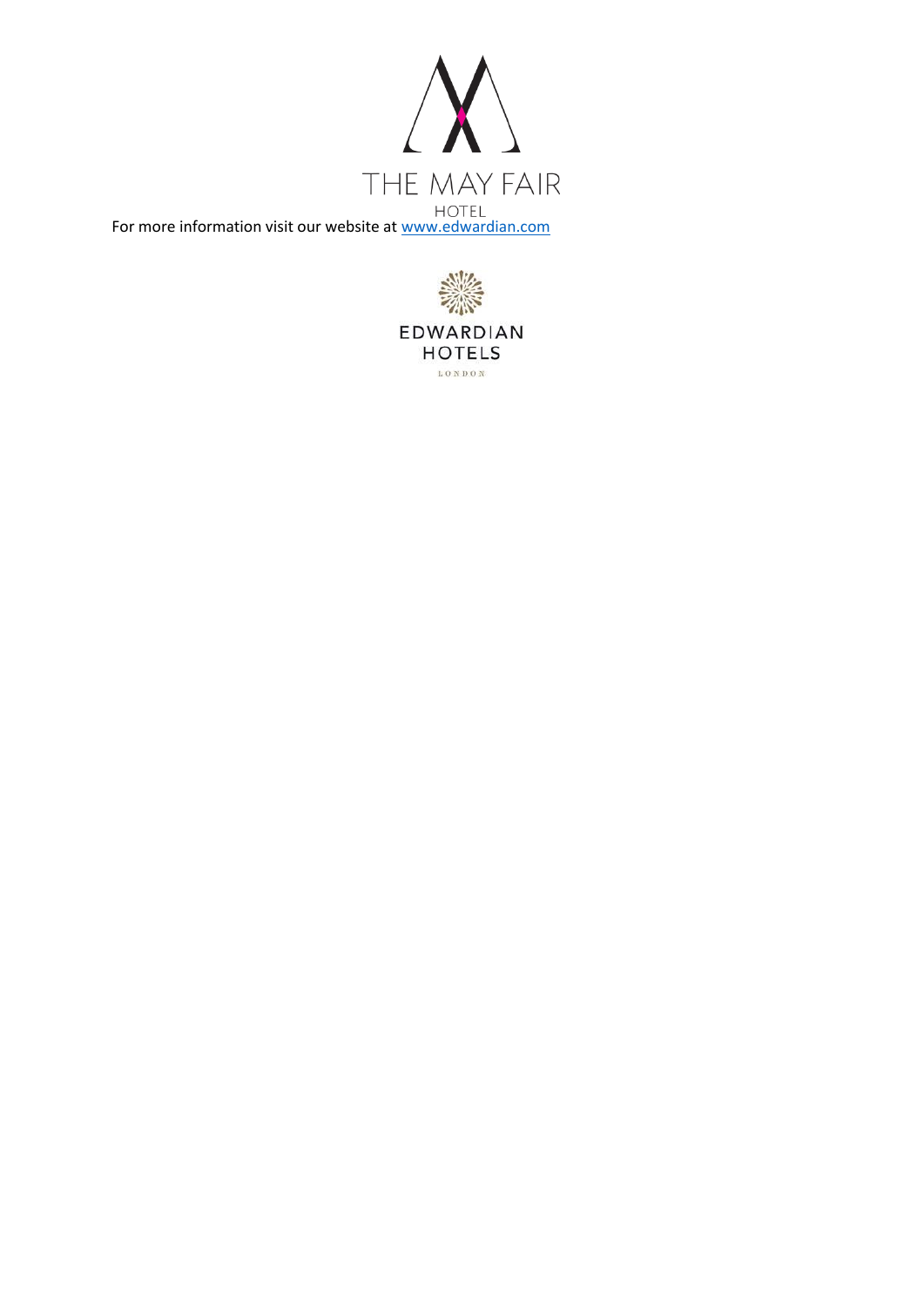THE MAY FAIR

HOTEL

For more information visit our website at [www.edwardian.com](http://www.edwardian.com)

EDWARDIAN

HOTELS

LONDON